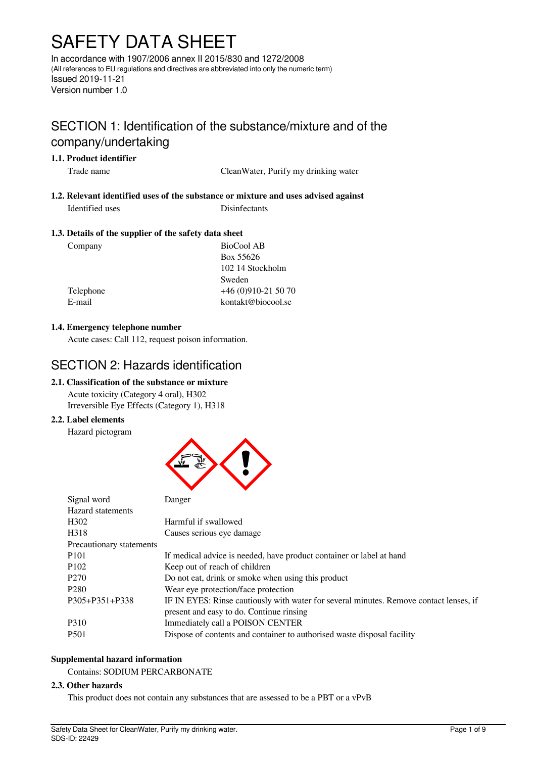# SAFETY DATA SHEET

In accordance with 1907/2006 annex II 2015/830 and 1272/2008
(All references to EU regulations and directives are abbreviated into only the numeric term)
Issued 2019-11-21
Version number 1.0

## SECTION 1: Identification of the substance/mixture and of the company/undertaking

### 1.1. Product identifier

| | |
|---|---|
| Trade name | CleanWater, Purify my drinking water |

### 1.2. Relevant identified uses of the substance or mixture and uses advised against

| | |
|---|---|
| Identified uses | Disinfectants |

### 1.3. Details of the supplier of the safety data sheet

| | |
|---|---|
| Company | BioCool AB<br>Box 55626<br>102 14 Stockholm<br>Sweden |
| Telephone | +46 (0)910-21 50 70 |
| E-mail | kontakt@biocool.se |

### 1.4. Emergency telephone number

Acute cases: Call 112, request poison information.

## SECTION 2: Hazards identification

### 2.1. Classification of the substance or mixture

Acute toxicity (Category 4 oral), H302
Irreversible Eye Effects (Category 1), H318

### 2.2. Label elements

Hazard pictogram

| | |
|---|---|
| Signal word | Danger |
| Hazard statements | |
| H302 | Harmful if swallowed |
| H318 | Causes serious eye damage |
| Precautionary statements | |
| P101 | If medical advice is needed, have product container or label at hand |
| P102 | Keep out of reach of children |
| P270 | Do not eat, drink or smoke when using this product |
| P280 | Wear eye protection/face protection |
| P305+P351+P338 | IF IN EYES: Rinse cautiously with water for several minutes. Remove contact lenses, if present and easy to do. Continue rinsing |
| P310 | Immediately call a POISON CENTER |
| P501 | Dispose of contents and container to authorised waste disposal facility |

**Supplemental hazard information**

Contains: SODIUM PERCARBONATE

### 2.3. Other hazards

This product does not contain any substances that are assessed to be a PBT or a vPvB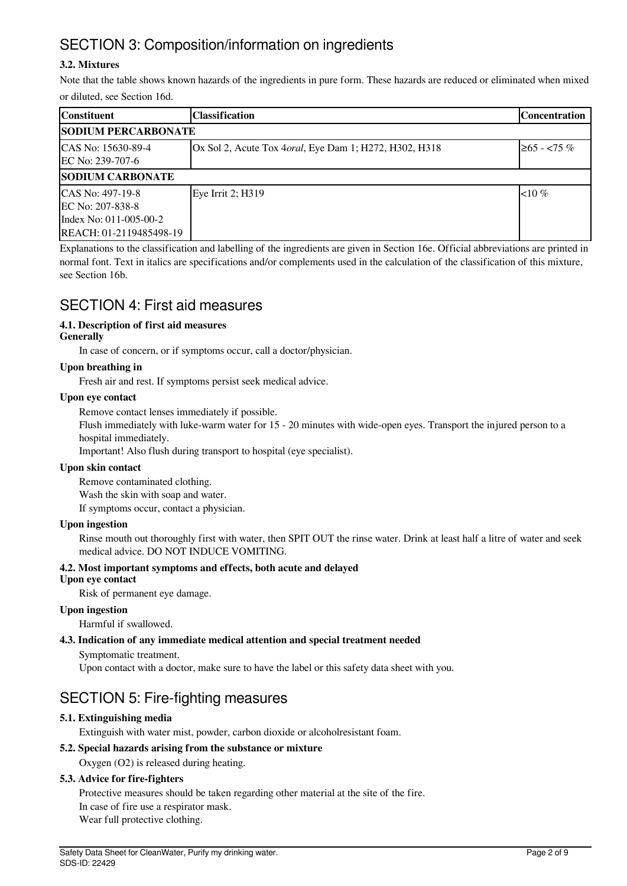## SECTION 3: Composition/information on ingredients

### 3.2. Mixtures

Note that the table shows known hazards of the ingredients in pure form. These hazards are reduced or eliminated when mixed or diluted, see Section 16d.

| Constituent | Classification | Concentration |
|---|---|---|
| **SODIUM PERCARBONATE** | | |
| CAS No: 15630-89-4<br>EC No: 239-707-6 | Ox Sol 2, Acute Tox 4*oral*, Eye Dam 1; H272, H302, H318 | ≥65 - <75 % |
| **SODIUM CARBONATE** | | |
| CAS No: 497-19-8<br>EC No: 207-838-8<br>Index No: 011-005-00-2<br>REACH: 01-2119485498-19 | Eye Irrit 2; H319 | <10 % |

Explanations to the classification and labelling of the ingredients are given in Section 16e. Official abbreviations are printed in normal font. Text in italics are specifications and/or complements used in the calculation of the classification of this mixture, see Section 16b.

## SECTION 4: First aid measures

### 4.1. Description of first aid measures

**Generally**

In case of concern, or if symptoms occur, call a doctor/physician.

**Upon breathing in**

Fresh air and rest. If symptoms persist seek medical advice.

**Upon eye contact**

Remove contact lenses immediately if possible.
Flush immediately with luke-warm water for 15 - 20 minutes with wide-open eyes. Transport the injured person to a hospital immediately.
Important! Also flush during transport to hospital (eye specialist).

**Upon skin contact**

Remove contaminated clothing.
Wash the skin with soap and water.
If symptoms occur, contact a physician.

**Upon ingestion**

Rinse mouth out thoroughly first with water, then SPIT OUT the rinse water. Drink at least half a litre of water and seek medical advice. DO NOT INDUCE VOMITING.

### 4.2. Most important symptoms and effects, both acute and delayed

**Upon eye contact**

Risk of permanent eye damage.

**Upon ingestion**

Harmful if swallowed.

### 4.3. Indication of any immediate medical attention and special treatment needed

Symptomatic treatment.
Upon contact with a doctor, make sure to have the label or this safety data sheet with you.

## SECTION 5: Fire-fighting measures

### 5.1. Extinguishing media

Extinguish with water mist, powder, carbon dioxide or alcoholresistant foam.

### 5.2. Special hazards arising from the substance or mixture

Oxygen ($O_2$) is released during heating.

### 5.3. Advice for fire-fighters

Protective measures should be taken regarding other material at the site of the fire.
In case of fire use a respirator mask.
Wear full protective clothing.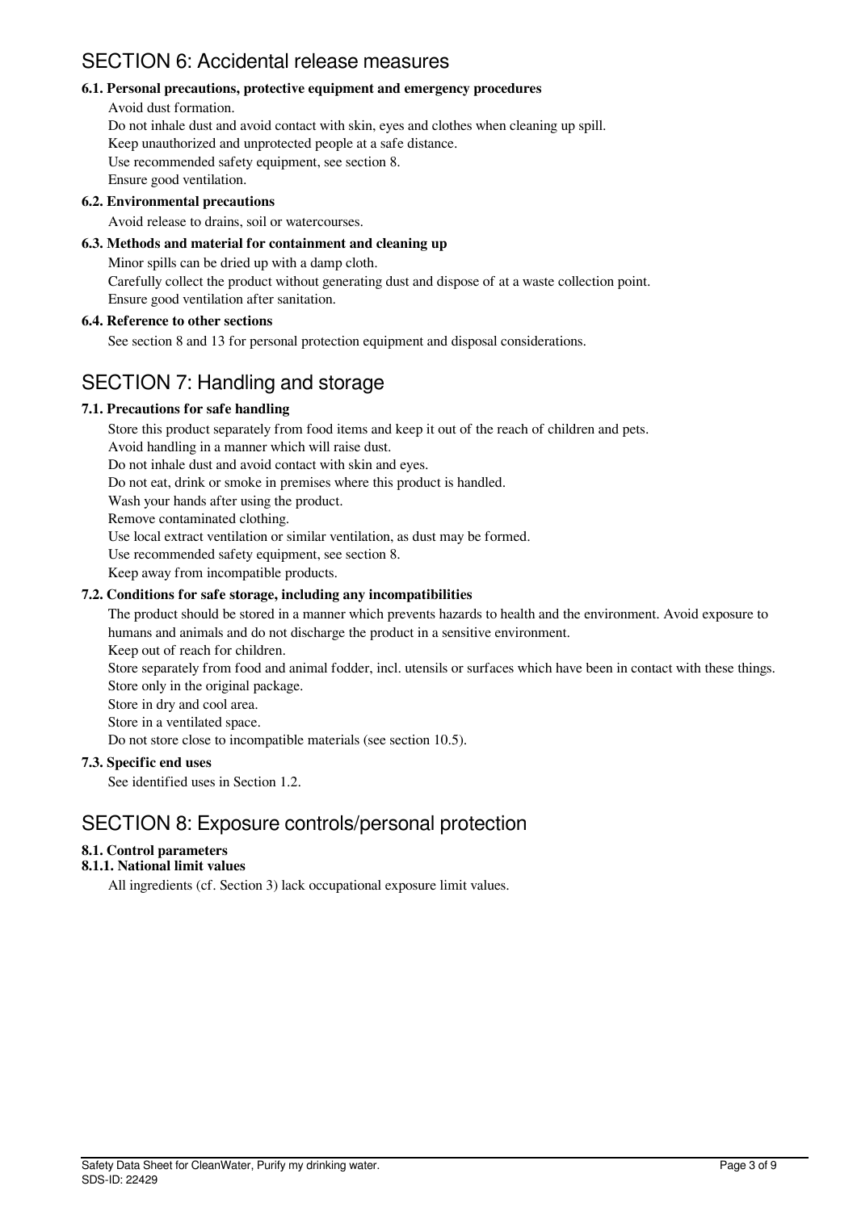## SECTION 6: Accidental release measures

### 6.1. Personal precautions, protective equipment and emergency procedures

Avoid dust formation.
Do not inhale dust and avoid contact with skin, eyes and clothes when cleaning up spill.
Keep unauthorized and unprotected people at a safe distance.
Use recommended safety equipment, see section 8.
Ensure good ventilation.

### 6.2. Environmental precautions

Avoid release to drains, soil or watercourses.

### 6.3. Methods and material for containment and cleaning up

Minor spills can be dried up with a damp cloth.
Carefully collect the product without generating dust and dispose of at a waste collection point.
Ensure good ventilation after sanitation.

### 6.4. Reference to other sections

See section 8 and 13 for personal protection equipment and disposal considerations.

## SECTION 7: Handling and storage

### 7.1. Precautions for safe handling

Store this product separately from food items and keep it out of the reach of children and pets.
Avoid handling in a manner which will raise dust.
Do not inhale dust and avoid contact with skin and eyes.
Do not eat, drink or smoke in premises where this product is handled.
Wash your hands after using the product.
Remove contaminated clothing.
Use local extract ventilation or similar ventilation, as dust may be formed.
Use recommended safety equipment, see section 8.
Keep away from incompatible products.

### 7.2. Conditions for safe storage, including any incompatibilities

The product should be stored in a manner which prevents hazards to health and the environment. Avoid exposure to humans and animals and do not discharge the product in a sensitive environment.
Keep out of reach for children.
Store separately from food and animal fodder, incl. utensils or surfaces which have been in contact with these things.
Store only in the original package.
Store in dry and cool area.
Store in a ventilated space.
Do not store close to incompatible materials (see section 10.5).

### 7.3. Specific end uses

See identified uses in Section 1.2.

## SECTION 8: Exposure controls/personal protection

### 8.1. Control parameters

#### 8.1.1. National limit values

All ingredients (cf. Section 3) lack occupational exposure limit values.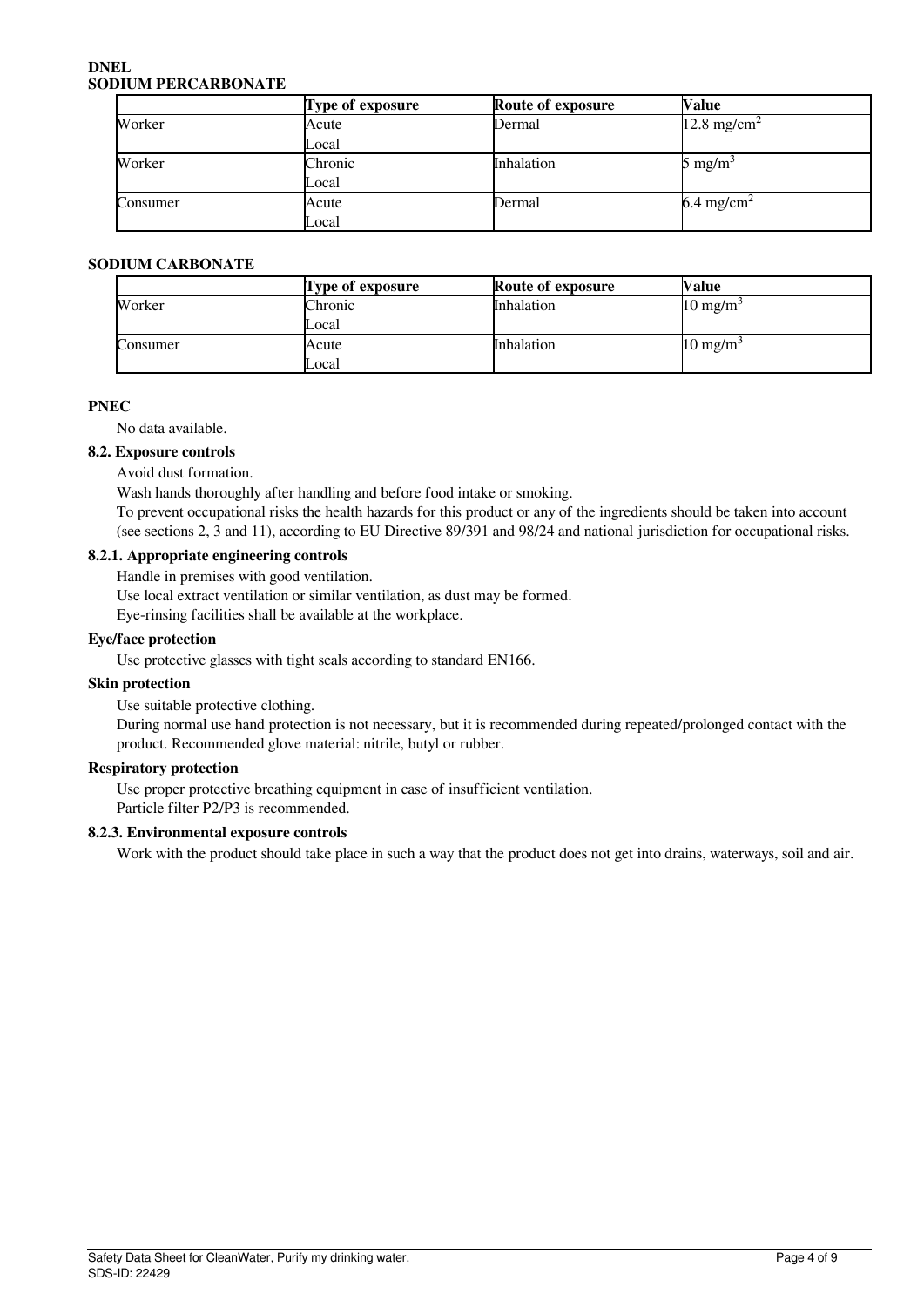**DNEL**

**SODIUM PERCARBONATE**

| | Type of exposure | Route of exposure | Value |
|---|---|---|---|
| Worker | Acute<br>Local | Dermal | 12.8 $mg/cm^2$ |
| Worker | Chronic<br>Local | Inhalation | 5 $mg/m^3$ |
| Consumer | Acute<br>Local | Dermal | 6.4 $mg/cm^2$ |

**SODIUM CARBONATE**

| | Type of exposure | Route of exposure | Value |
|---|---|---|---|
| Worker | Chronic<br>Local | Inhalation | 10 $mg/m^3$ |
| Consumer | Acute<br>Local | Inhalation | 10 $mg/m^3$ |

**PNEC**

No data available.

### 8.2. Exposure controls

Avoid dust formation.

Wash hands thoroughly after handling and before food intake or smoking.

To prevent occupational risks the health hazards for this product or any of the ingredients should be taken into account (see sections 2, 3 and 11), according to EU Directive 89/391 and 98/24 and national jurisdiction for occupational risks.

### 8.2.1. Appropriate engineering controls

Handle in premises with good ventilation.

Use local extract ventilation or similar ventilation, as dust may be formed.

Eye-rinsing facilities shall be available at the workplace.

**Eye/face protection**

Use protective glasses with tight seals according to standard EN166.

**Skin protection**

Use suitable protective clothing.

During normal use hand protection is not necessary, but it is recommended during repeated/prolonged contact with the product. Recommended glove material: nitrile, butyl or rubber.

**Respiratory protection**

Use proper protective breathing equipment in case of insufficient ventilation.

Particle filter P2/P3 is recommended.

### 8.2.3. Environmental exposure controls

Work with the product should take place in such a way that the product does not get into drains, waterways, soil and air.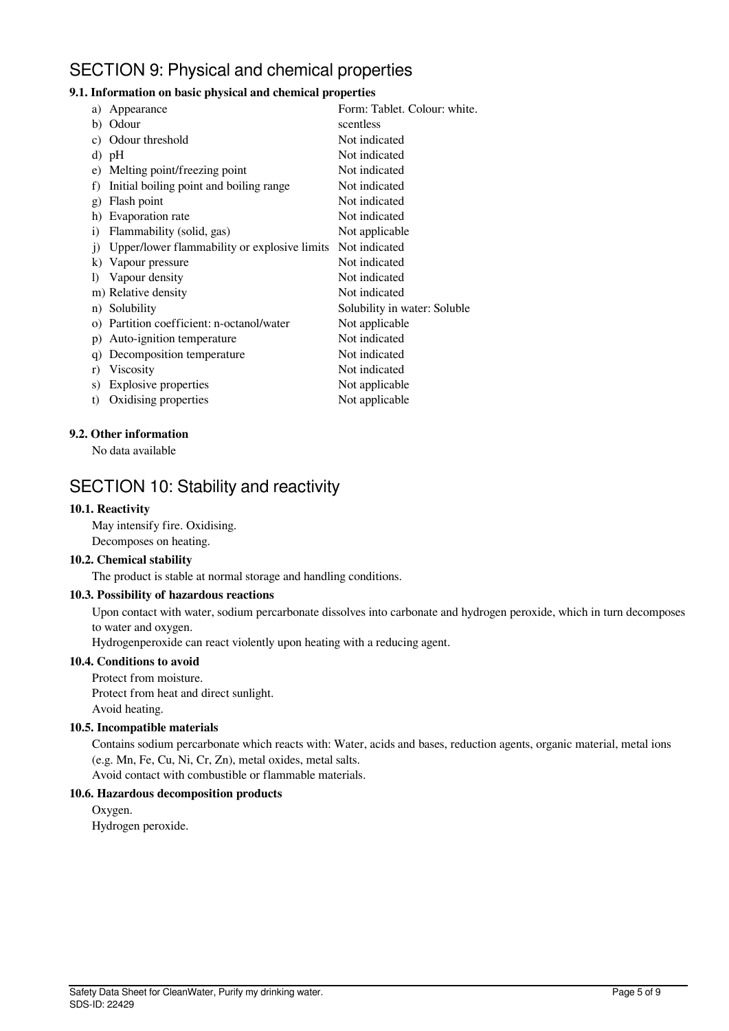# SECTION 9: Physical and chemical properties

### 9.1. Information on basic physical and chemical properties

| | |
|---|---|
| a) Appearance | Form: Tablet. Colour: white. |
| b) Odour | scentless |
| c) Odour threshold | Not indicated |
| d) pH | Not indicated |
| e) Melting point/freezing point | Not indicated |
| f) Initial boiling point and boiling range | Not indicated |
| g) Flash point | Not indicated |
| h) Evaporation rate | Not indicated |
| i) Flammability (solid, gas) | Not applicable |
| j) Upper/lower flammability or explosive limits | Not indicated |
| k) Vapour pressure | Not indicated |
| l) Vapour density | Not indicated |
| m) Relative density | Not indicated |
| n) Solubility | Solubility in water: Soluble |
| o) Partition coefficient: n-octanol/water | Not applicable |
| p) Auto-ignition temperature | Not indicated |
| q) Decomposition temperature | Not indicated |
| r) Viscosity | Not indicated |
| s) Explosive properties | Not applicable |
| t) Oxidising properties | Not applicable |

### 9.2. Other information

No data available

# SECTION 10: Stability and reactivity

### 10.1. Reactivity

May intensify fire. Oxidising.
Decomposes on heating.

### 10.2. Chemical stability

The product is stable at normal storage and handling conditions.

### 10.3. Possibility of hazardous reactions

Upon contact with water, sodium percarbonate dissolves into carbonate and hydrogen peroxide, which in turn decomposes to water and oxygen.
Hydrogenperoxide can react violently upon heating with a reducing agent.

### 10.4. Conditions to avoid

Protect from moisture.
Protect from heat and direct sunlight.
Avoid heating.

### 10.5. Incompatible materials

Contains sodium percarbonate which reacts with: Water, acids and bases, reduction agents, organic material, metal ions (e.g. Mn, Fe, Cu, Ni, Cr, Zn), metal oxides, metal salts.
Avoid contact with combustible or flammable materials.

### 10.6. Hazardous decomposition products

Oxygen.
Hydrogen peroxide.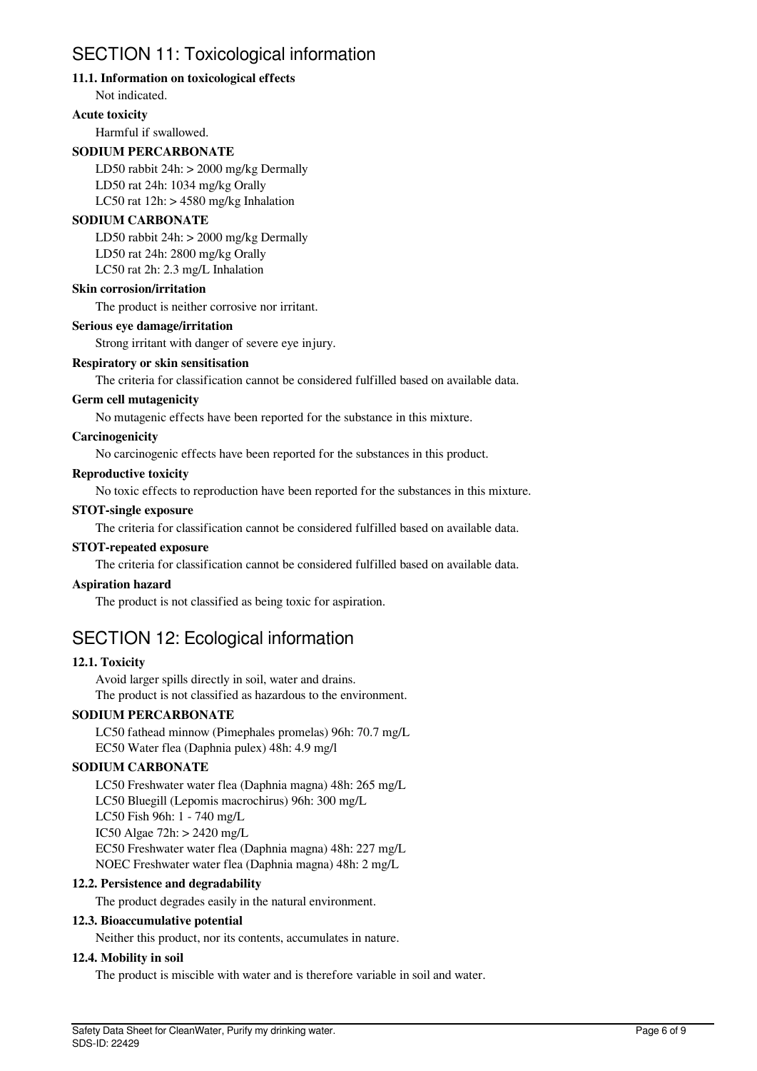# SECTION 11: Toxicological information

### 11.1. Information on toxicological effects

Not indicated.

**Acute toxicity**

Harmful if swallowed.

**SODIUM PERCARBONATE**

LD50 rabbit 24h: > 2000 mg/kg Dermally
LD50 rat 24h: 1034 mg/kg Orally
LC50 rat 12h: > 4580 mg/kg Inhalation

**SODIUM CARBONATE**

LD50 rabbit 24h: > 2000 mg/kg Dermally
LD50 rat 24h: 2800 mg/kg Orally
LC50 rat 2h: 2.3 mg/L Inhalation

**Skin corrosion/irritation**

The product is neither corrosive nor irritant.

**Serious eye damage/irritation**

Strong irritant with danger of severe eye injury.

**Respiratory or skin sensitisation**

The criteria for classification cannot be considered fulfilled based on available data.

**Germ cell mutagenicity**

No mutagenic effects have been reported for the substance in this mixture.

**Carcinogenicity**

No carcinogenic effects have been reported for the substances in this product.

**Reproductive toxicity**

No toxic effects to reproduction have been reported for the substances in this mixture.

**STOT-single exposure**

The criteria for classification cannot be considered fulfilled based on available data.

**STOT-repeated exposure**

The criteria for classification cannot be considered fulfilled based on available data.

**Aspiration hazard**

The product is not classified as being toxic for aspiration.

# SECTION 12: Ecological information

### 12.1. Toxicity

Avoid larger spills directly in soil, water and drains.
The product is not classified as hazardous to the environment.

**SODIUM PERCARBONATE**

LC50 fathead minnow (Pimephales promelas) 96h: 70.7 mg/L
EC50 Water flea (Daphnia pulex) 48h: 4.9 mg/l

**SODIUM CARBONATE**

LC50 Freshwater water flea (Daphnia magna) 48h: 265 mg/L
LC50 Bluegill (Lepomis macrochirus) 96h: 300 mg/L
LC50 Fish 96h: 1 - 740 mg/L
IC50 Algae 72h: > 2420 mg/L
EC50 Freshwater water flea (Daphnia magna) 48h: 227 mg/L
NOEC Freshwater water flea (Daphnia magna) 48h: 2 mg/L

### 12.2. Persistence and degradability

The product degrades easily in the natural environment.

### 12.3. Bioaccumulative potential

Neither this product, nor its contents, accumulates in nature.

### 12.4. Mobility in soil

The product is miscible with water and is therefore variable in soil and water.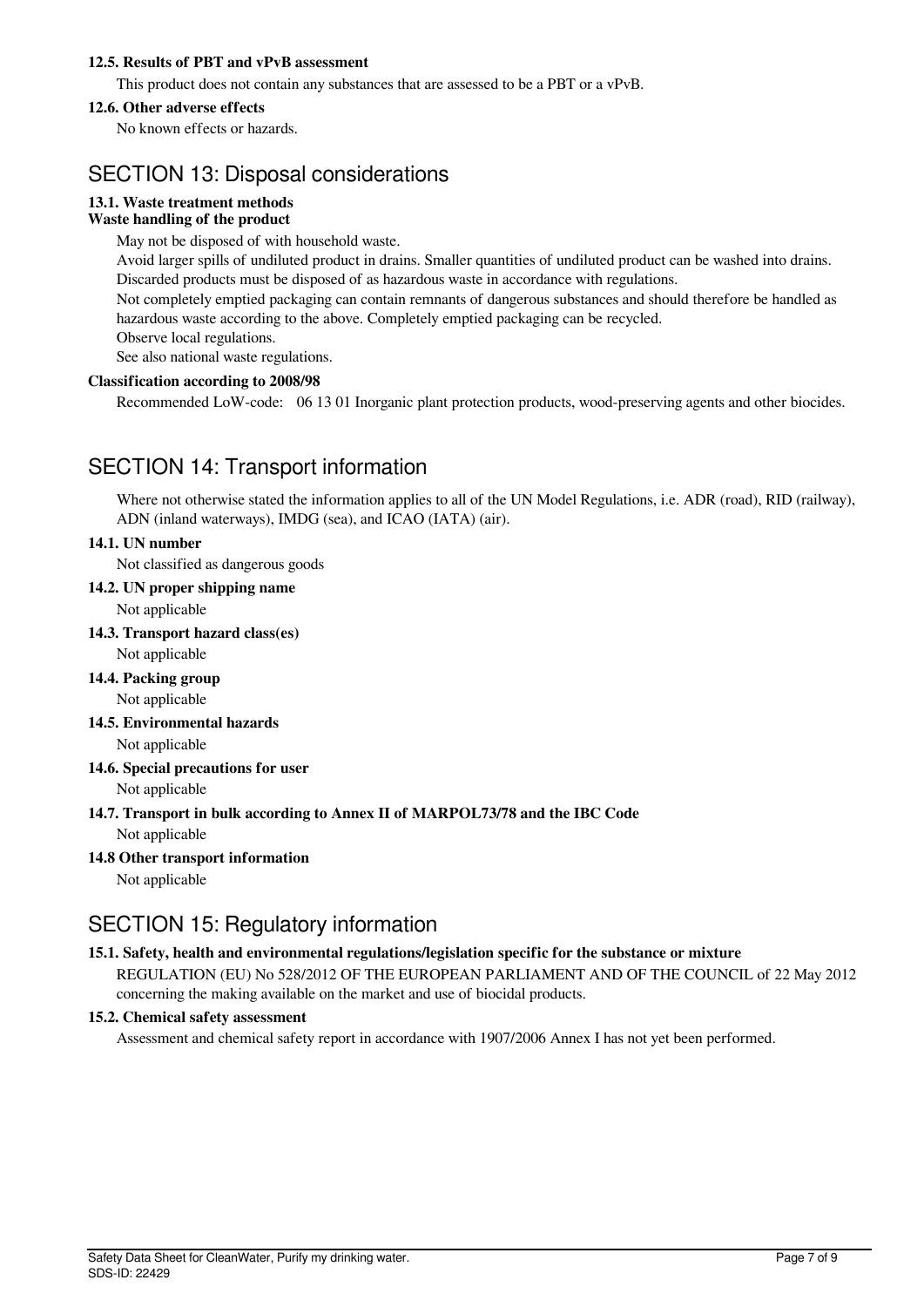### 12.5. Results of PBT and vPvB assessment

This product does not contain any substances that are assessed to be a PBT or a vPvB.

### 12.6. Other adverse effects

No known effects or hazards.

## SECTION 13: Disposal considerations

### 13.1. Waste treatment methods

**Waste handling of the product**

May not be disposed of with household waste.
Avoid larger spills of undiluted product in drains. Smaller quantities of undiluted product can be washed into drains.
Discarded products must be disposed of as hazardous waste in accordance with regulations.
Not completely emptied packaging can contain remnants of dangerous substances and should therefore be handled as hazardous waste according to the above. Completely emptied packaging can be recycled.
Observe local regulations.
See also national waste regulations.

**Classification according to 2008/98**

Recommended LoW-code: 06 13 01 Inorganic plant protection products, wood-preserving agents and other biocides.

## SECTION 14: Transport information

Where not otherwise stated the information applies to all of the UN Model Regulations, i.e. ADR (road), RID (railway), ADN (inland waterways), IMDG (sea), and ICAO (IATA) (air).

### 14.1. UN number

Not classified as dangerous goods

### 14.2. UN proper shipping name

Not applicable

### 14.3. Transport hazard class(es)

Not applicable

### 14.4. Packing group

Not applicable

### 14.5. Environmental hazards

Not applicable

### 14.6. Special precautions for user

Not applicable

### 14.7. Transport in bulk according to Annex II of MARPOL73/78 and the IBC Code

Not applicable

### 14.8 Other transport information

Not applicable

## SECTION 15: Regulatory information

### 15.1. Safety, health and environmental regulations/legislation specific for the substance or mixture

REGULATION (EU) No 528/2012 OF THE EUROPEAN PARLIAMENT AND OF THE COUNCIL of 22 May 2012 concerning the making available on the market and use of biocidal products.

### 15.2. Chemical safety assessment

Assessment and chemical safety report in accordance with 1907/2006 Annex I has not yet been performed.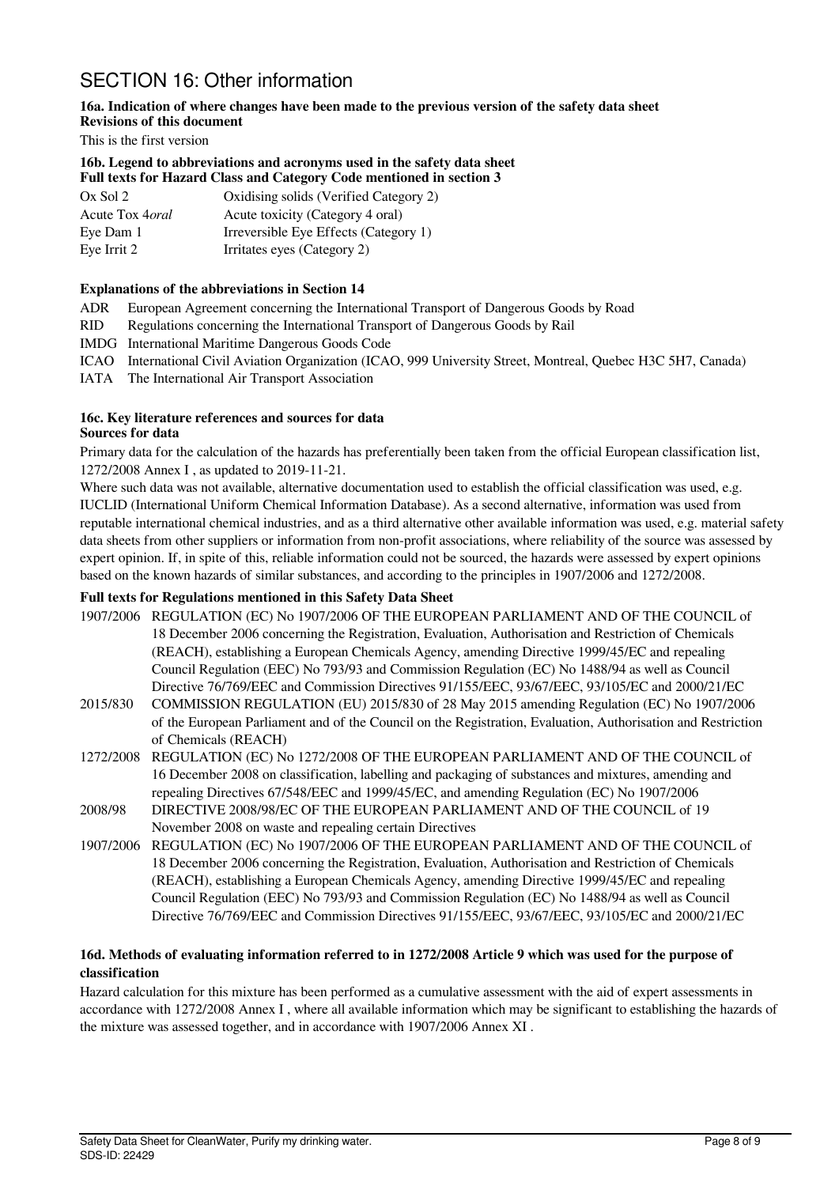# SECTION 16: Other information

**16a. Indication of where changes have been made to the previous version of the safety data sheet**
**Revisions of this document**

This is the first version

**16b. Legend to abbreviations and acronyms used in the safety data sheet**
**Full texts for Hazard Class and Category Code mentioned in section 3**

| | |
|---|---|
| Ox Sol 2 | Oxidising solids (Verified Category 2) |
| Acute Tox 4*oral* | Acute toxicity (Category 4 oral) |
| Eye Dam 1 | Irreversible Eye Effects (Category 1) |
| Eye Irrit 2 | Irritates eyes (Category 2) |

**Explanations of the abbreviations in Section 14**

| | |
|---|---|
| ADR | European Agreement concerning the International Transport of Dangerous Goods by Road |
| RID | Regulations concerning the International Transport of Dangerous Goods by Rail |
| IMDG | International Maritime Dangerous Goods Code |
| ICAO | International Civil Aviation Organization (ICAO, 999 University Street, Montreal, Quebec H3C 5H7, Canada) |
| IATA | The International Air Transport Association |

**16c. Key literature references and sources for data**
**Sources for data**

Primary data for the calculation of the hazards has preferentially been taken from the official European classification list, 1272/2008 Annex I , as updated to 2019-11-21.

Where such data was not available, alternative documentation used to establish the official classification was used, e.g. IUCLID (International Uniform Chemical Information Database). As a second alternative, information was used from reputable international chemical industries, and as a third alternative other available information was used, e.g. material safety data sheets from other suppliers or information from non-profit associations, where reliability of the source was assessed by expert opinion. If, in spite of this, reliable information could not be sourced, the hazards were assessed by expert opinions based on the known hazards of similar substances, and according to the principles in 1907/2006 and 1272/2008.

**Full texts for Regulations mentioned in this Safety Data Sheet**

| | |
|---|---|
| 1907/2006 | REGULATION (EC) No 1907/2006 OF THE EUROPEAN PARLIAMENT AND OF THE COUNCIL of 18 December 2006 concerning the Registration, Evaluation, Authorisation and Restriction of Chemicals (REACH), establishing a European Chemicals Agency, amending Directive 1999/45/EC and repealing Council Regulation (EEC) No 793/93 and Commission Regulation (EC) No 1488/94 as well as Council Directive 76/769/EEC and Commission Directives 91/155/EEC, 93/67/EEC, 93/105/EC and 2000/21/EC |
| 2015/830 | COMMISSION REGULATION (EU) 2015/830 of 28 May 2015 amending Regulation (EC) No 1907/2006 of the European Parliament and of the Council on the Registration, Evaluation, Authorisation and Restriction of Chemicals (REACH) |
| 1272/2008 | REGULATION (EC) No 1272/2008 OF THE EUROPEAN PARLIAMENT AND OF THE COUNCIL of 16 December 2008 on classification, labelling and packaging of substances and mixtures, amending and repealing Directives 67/548/EEC and 1999/45/EC, and amending Regulation (EC) No 1907/2006 |
| 2008/98 | DIRECTIVE 2008/98/EC OF THE EUROPEAN PARLIAMENT AND OF THE COUNCIL of 19 November 2008 on waste and repealing certain Directives |
| 1907/2006 | REGULATION (EC) No 1907/2006 OF THE EUROPEAN PARLIAMENT AND OF THE COUNCIL of 18 December 2006 concerning the Registration, Evaluation, Authorisation and Restriction of Chemicals (REACH), establishing a European Chemicals Agency, amending Directive 1999/45/EC and repealing Council Regulation (EEC) No 793/93 and Commission Regulation (EC) No 1488/94 as well as Council Directive 76/769/EEC and Commission Directives 91/155/EEC, 93/67/EEC, 93/105/EC and 2000/21/EC |

**16d. Methods of evaluating information referred to in 1272/2008 Article 9 which was used for the purpose of classification**

Hazard calculation for this mixture has been performed as a cumulative assessment with the aid of expert assessments in accordance with 1272/2008 Annex I , where all available information which may be significant to establishing the hazards of the mixture was assessed together, and in accordance with 1907/2006 Annex XI .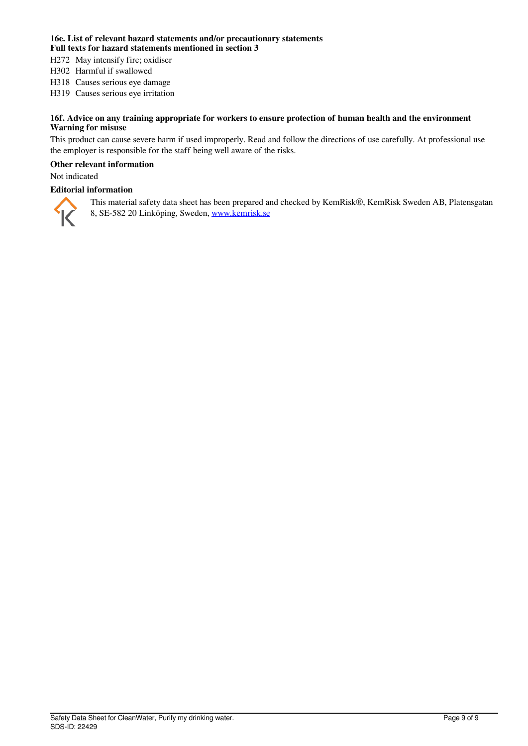### 16e. List of relevant hazard statements and/or precautionary statements

**Full texts for hazard statements mentioned in section 3**

H272 May intensify fire; oxidiser

H302 Harmful if swallowed

H318 Causes serious eye damage

H319 Causes serious eye irritation

### 16f. Advice on any training appropriate for workers to ensure protection of human health and the environment

**Warning for misuse**

This product can cause severe harm if used improperly. Read and follow the directions of use carefully. At professional use the employer is responsible for the staff being well aware of the risks.

**Other relevant information**

Not indicated

**Editorial information**

This material safety data sheet has been prepared and checked by KemRisk®, KemRisk Sweden AB, Platensgatan 8, SE-582 20 Linköping, Sweden, [www.kemrisk.se](http://www.kemrisk.se)